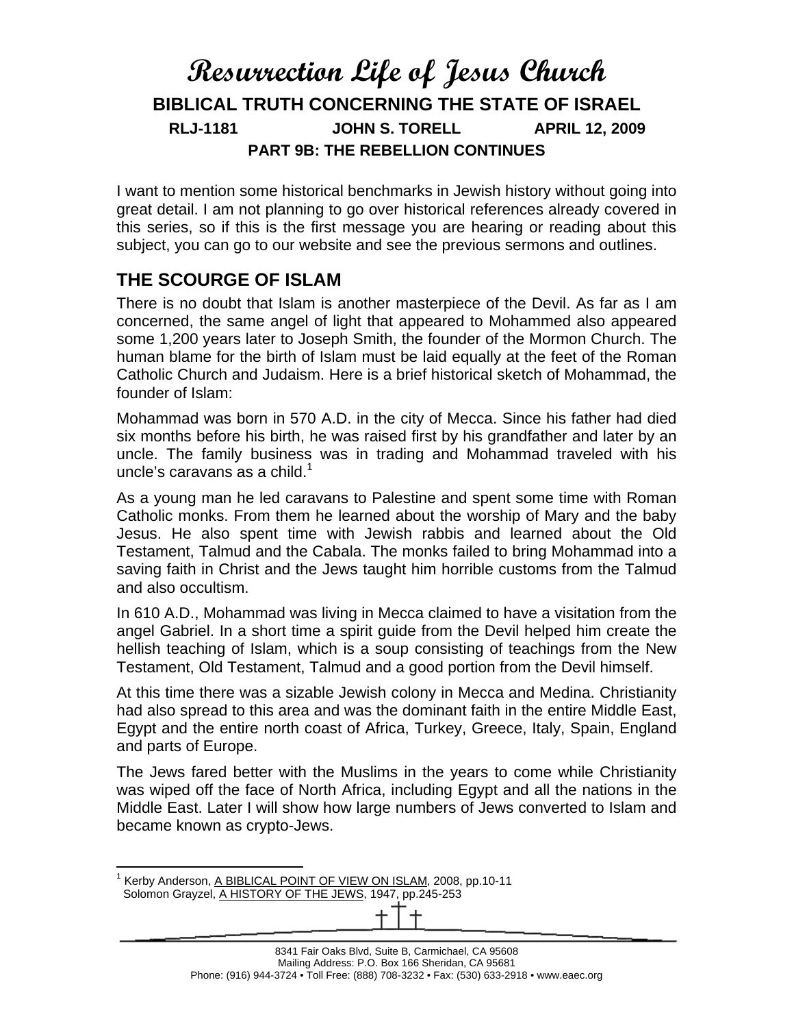# Resurrection Life of Jesus Church

## BIBLICAL TRUTH CONCERNING THE STATE OF ISRAEL

**RLJ-1181 JOHN S. TORELL APRIL 12, 2009**

**PART 9B: THE REBELLION CONTINUES**

I want to mention some historical benchmarks in Jewish history without going into great detail. I am not planning to go over historical references already covered in this series, so if this is the first message you are hearing or reading about this subject, you can go to our website and see the previous sermons and outlines.

## THE SCOURGE OF ISLAM

There is no doubt that Islam is another masterpiece of the Devil. As far as I am concerned, the same angel of light that appeared to Mohammed also appeared some 1,200 years later to Joseph Smith, the founder of the Mormon Church. The human blame for the birth of Islam must be laid equally at the feet of the Roman Catholic Church and Judaism. Here is a brief historical sketch of Mohammad, the founder of Islam:

Mohammad was born in 570 A.D. in the city of Mecca. Since his father had died six months before his birth, he was raised first by his grandfather and later by an uncle. The family business was in trading and Mohammad traveled with his uncle's caravans as a child.[1]

As a young man he led caravans to Palestine and spent some time with Roman Catholic monks. From them he learned about the worship of Mary and the baby Jesus. He also spent time with Jewish rabbis and learned about the Old Testament, Talmud and the Cabala. The monks failed to bring Mohammad into a saving faith in Christ and the Jews taught him horrible customs from the Talmud and also occultism.

In 610 A.D., Mohammad was living in Mecca claimed to have a visitation from the angel Gabriel. In a short time a spirit guide from the Devil helped him create the hellish teaching of Islam, which is a soup consisting of teachings from the New Testament, Old Testament, Talmud and a good portion from the Devil himself.

At this time there was a sizable Jewish colony in Mecca and Medina. Christianity had also spread to this area and was the dominant faith in the entire Middle East, Egypt and the entire north coast of Africa, Turkey, Greece, Italy, Spain, England and parts of Europe.

The Jews fared better with the Muslims in the years to come while Christianity was wiped off the face of North Africa, including Egypt and all the nations in the Middle East. Later I will show how large numbers of Jews converted to Islam and became known as crypto-Jews.

---

[1] Kerby Anderson, A BIBLICAL POINT OF VIEW ON ISLAM, 2008, pp.10-11
Solomon Grayzel, A HISTORY OF THE JEWS, 1947, pp.245-253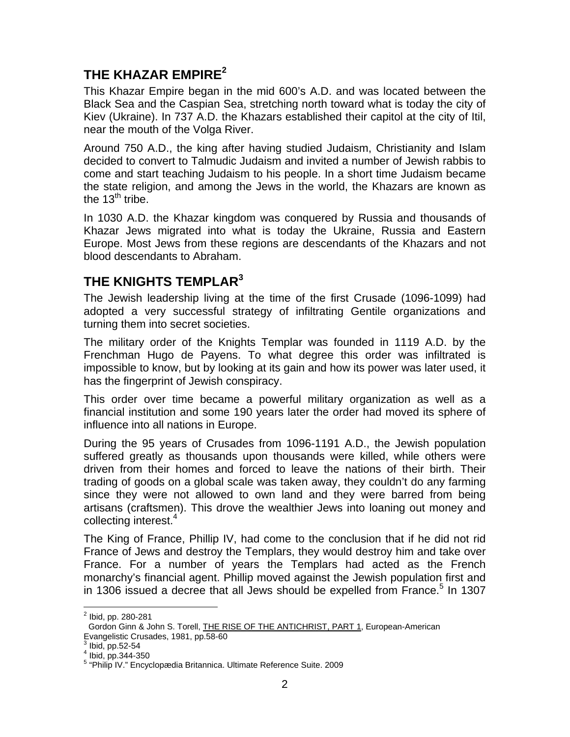## THE KHAZAR EMPIRE[2]

This Khazar Empire began in the mid 600's A.D. and was located between the Black Sea and the Caspian Sea, stretching north toward what is today the city of Kiev (Ukraine). In 737 A.D. the Khazars established their capitol at the city of Itil, near the mouth of the Volga River.

Around 750 A.D., the king after having studied Judaism, Christianity and Islam decided to convert to Talmudic Judaism and invited a number of Jewish rabbis to come and start teaching Judaism to his people. In a short time Judaism became the state religion, and among the Jews in the world, the Khazars are known as the 13th tribe.

In 1030 A.D. the Khazar kingdom was conquered by Russia and thousands of Khazar Jews migrated into what is today the Ukraine, Russia and Eastern Europe. Most Jews from these regions are descendants of the Khazars and not blood descendants to Abraham.

## THE KNIGHTS TEMPLAR[3]

The Jewish leadership living at the time of the first Crusade (1096-1099) had adopted a very successful strategy of infiltrating Gentile organizations and turning them into secret societies.

The military order of the Knights Templar was founded in 1119 A.D. by the Frenchman Hugo de Payens. To what degree this order was infiltrated is impossible to know, but by looking at its gain and how its power was later used, it has the fingerprint of Jewish conspiracy.

This order over time became a powerful military organization as well as a financial institution and some 190 years later the order had moved its sphere of influence into all nations in Europe.

During the 95 years of Crusades from 1096-1191 A.D., the Jewish population suffered greatly as thousands upon thousands were killed, while others were driven from their homes and forced to leave the nations of their birth. Their trading of goods on a global scale was taken away, they couldn't do any farming since they were not allowed to own land and they were barred from being artisans (craftsmen). This drove the wealthier Jews into loaning out money and collecting interest.[4]

The King of France, Phillip IV, had come to the conclusion that if he did not rid France of Jews and destroy the Templars, they would destroy him and take over France. For a number of years the Templars had acted as the French monarchy's financial agent. Phillip moved against the Jewish population first and in 1306 issued a decree that all Jews should be expelled from France.[5] In 1307

---

[2] Ibid, pp. 280-281
Gordon Ginn & John S. Torell, THE RISE OF THE ANTICHRIST, PART 1, European-American Evangelistic Crusades, 1981, pp.58-60

[3] Ibid, pp.52-54

[4] Ibid, pp.344-350

[5] "Philip IV." Encyclopædia Britannica. Ultimate Reference Suite. 2009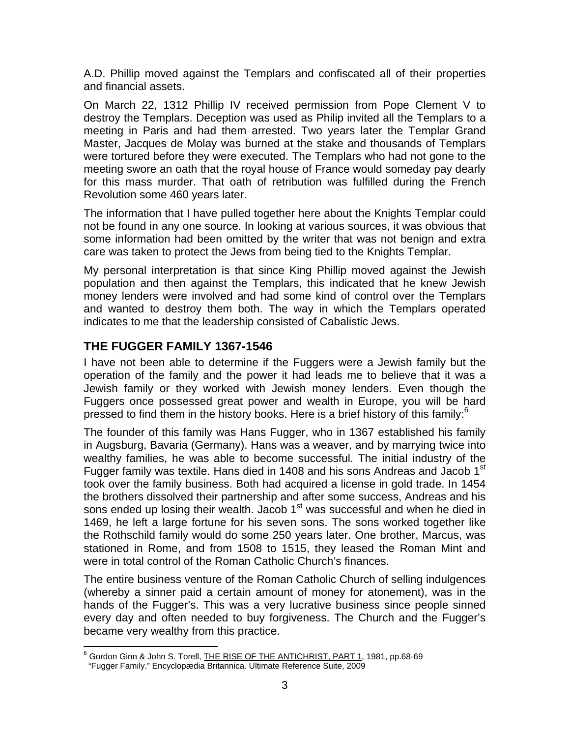A.D. Phillip moved against the Templars and confiscated all of their properties and financial assets.

On March 22, 1312 Phillip IV received permission from Pope Clement V to destroy the Templars. Deception was used as Philip invited all the Templars to a meeting in Paris and had them arrested. Two years later the Templar Grand Master, Jacques de Molay was burned at the stake and thousands of Templars were tortured before they were executed. The Templars who had not gone to the meeting swore an oath that the royal house of France would someday pay dearly for this mass murder. That oath of retribution was fulfilled during the French Revolution some 460 years later.

The information that I have pulled together here about the Knights Templar could not be found in any one source. In looking at various sources, it was obvious that some information had been omitted by the writer that was not benign and extra care was taken to protect the Jews from being tied to the Knights Templar.

My personal interpretation is that since King Phillip moved against the Jewish population and then against the Templars, this indicated that he knew Jewish money lenders were involved and had some kind of control over the Templars and wanted to destroy them both. The way in which the Templars operated indicates to me that the leadership consisted of Cabalistic Jews.

## THE FUGGER FAMILY 1367-1546

I have not been able to determine if the Fuggers were a Jewish family but the operation of the family and the power it had leads me to believe that it was a Jewish family or they worked with Jewish money lenders. Even though the Fuggers once possessed great power and wealth in Europe, you will be hard pressed to find them in the history books. Here is a brief history of this family:[6]

The founder of this family was Hans Fugger, who in 1367 established his family in Augsburg, Bavaria (Germany). Hans was a weaver, and by marrying twice into wealthy families, he was able to become successful. The initial industry of the Fugger family was textile. Hans died in 1408 and his sons Andreas and Jacob 1st took over the family business. Both had acquired a license in gold trade. In 1454 the brothers dissolved their partnership and after some success, Andreas and his sons ended up losing their wealth. Jacob 1st was successful and when he died in 1469, he left a large fortune for his seven sons. The sons worked together like the Rothschild family would do some 250 years later. One brother, Marcus, was stationed in Rome, and from 1508 to 1515, they leased the Roman Mint and were in total control of the Roman Catholic Church's finances.

The entire business venture of the Roman Catholic Church of selling indulgences (whereby a sinner paid a certain amount of money for atonement), was in the hands of the Fugger's. This was a very lucrative business since people sinned every day and often needed to buy forgiveness. The Church and the Fugger's became very wealthy from this practice.

---

[6] Gordon Ginn & John S. Torell, THE RISE OF THE ANTICHRIST, PART 1, 1981, pp.68-69
"Fugger Family." Encyclopædia Britannica. Ultimate Reference Suite, 2009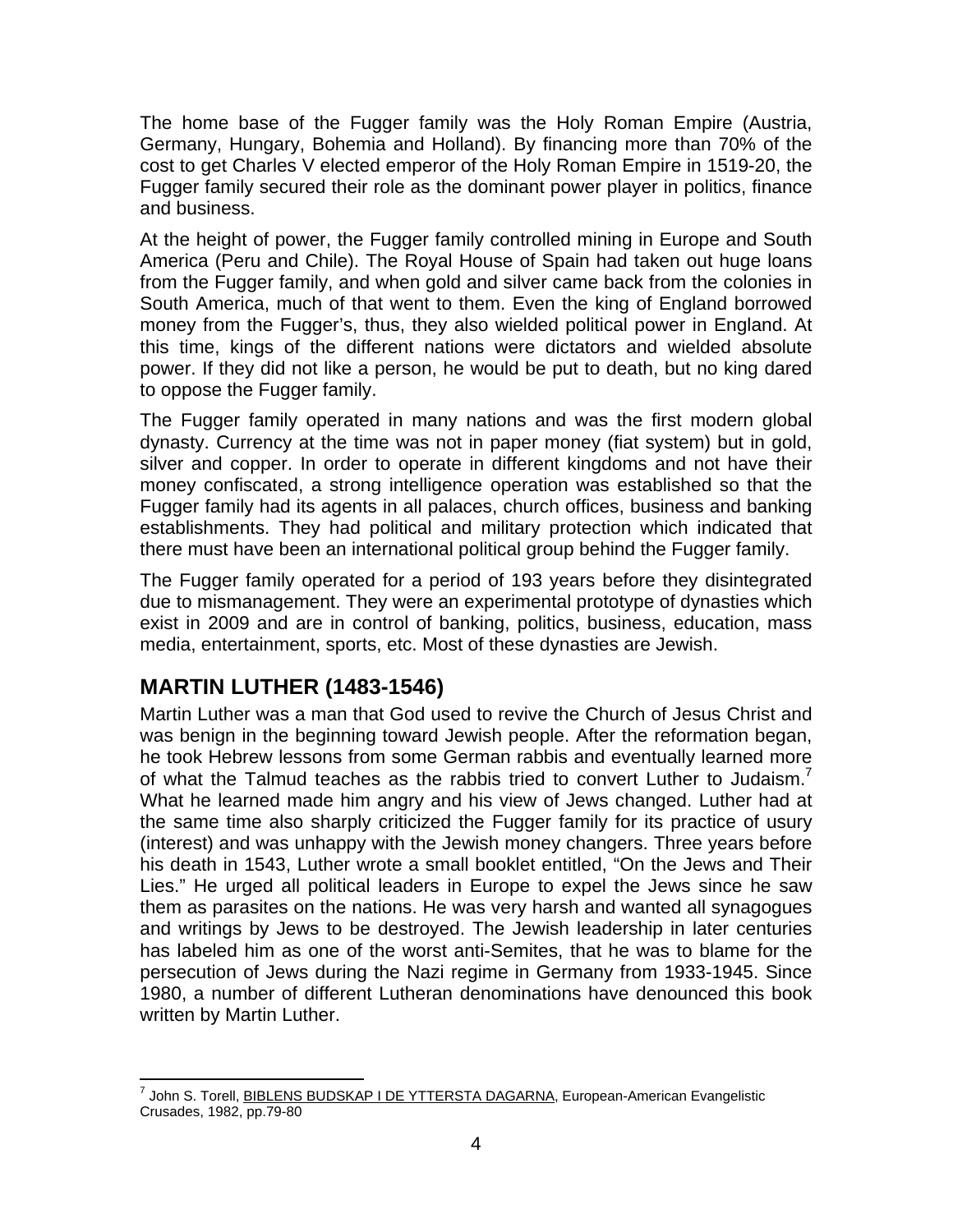The home base of the Fugger family was the Holy Roman Empire (Austria, Germany, Hungary, Bohemia and Holland). By financing more than 70% of the cost to get Charles V elected emperor of the Holy Roman Empire in 1519-20, the Fugger family secured their role as the dominant power player in politics, finance and business.

At the height of power, the Fugger family controlled mining in Europe and South America (Peru and Chile). The Royal House of Spain had taken out huge loans from the Fugger family, and when gold and silver came back from the colonies in South America, much of that went to them. Even the king of England borrowed money from the Fugger's, thus, they also wielded political power in England. At this time, kings of the different nations were dictators and wielded absolute power. If they did not like a person, he would be put to death, but no king dared to oppose the Fugger family.

The Fugger family operated in many nations and was the first modern global dynasty. Currency at the time was not in paper money (fiat system) but in gold, silver and copper. In order to operate in different kingdoms and not have their money confiscated, a strong intelligence operation was established so that the Fugger family had its agents in all palaces, church offices, business and banking establishments. They had political and military protection which indicated that there must have been an international political group behind the Fugger family.

The Fugger family operated for a period of 193 years before they disintegrated due to mismanagement. They were an experimental prototype of dynasties which exist in 2009 and are in control of banking, politics, business, education, mass media, entertainment, sports, etc. Most of these dynasties are Jewish.

## MARTIN LUTHER (1483-1546)

Martin Luther was a man that God used to revive the Church of Jesus Christ and was benign in the beginning toward Jewish people. After the reformation began, he took Hebrew lessons from some German rabbis and eventually learned more of what the Talmud teaches as the rabbis tried to convert Luther to Judaism.[7] What he learned made him angry and his view of Jews changed. Luther had at the same time also sharply criticized the Fugger family for its practice of usury (interest) and was unhappy with the Jewish money changers. Three years before his death in 1543, Luther wrote a small booklet entitled, "On the Jews and Their Lies." He urged all political leaders in Europe to expel the Jews since he saw them as parasites on the nations. He was very harsh and wanted all synagogues and writings by Jews to be destroyed. The Jewish leadership in later centuries has labeled him as one of the worst anti-Semites, that he was to blame for the persecution of Jews during the Nazi regime in Germany from 1933-1945. Since 1980, a number of different Lutheran denominations have denounced this book written by Martin Luther.

---

[7] John S. Torell, BIBLENS BUDSKAP I DE YTTERSTA DAGARNA, European-American Evangelistic Crusades, 1982, pp.79-80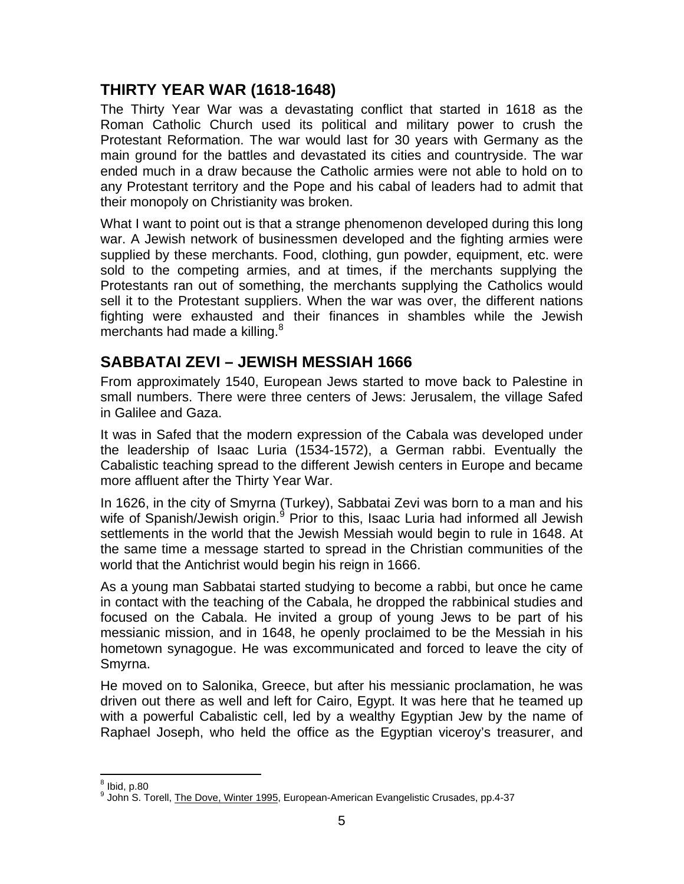## THIRTY YEAR WAR (1618-1648)

The Thirty Year War was a devastating conflict that started in 1618 as the Roman Catholic Church used its political and military power to crush the Protestant Reformation. The war would last for 30 years with Germany as the main ground for the battles and devastated its cities and countryside. The war ended much in a draw because the Catholic armies were not able to hold on to any Protestant territory and the Pope and his cabal of leaders had to admit that their monopoly on Christianity was broken.

What I want to point out is that a strange phenomenon developed during this long war. A Jewish network of businessmen developed and the fighting armies were supplied by these merchants. Food, clothing, gun powder, equipment, etc. were sold to the competing armies, and at times, if the merchants supplying the Protestants ran out of something, the merchants supplying the Catholics would sell it to the Protestant suppliers. When the war was over, the different nations fighting were exhausted and their finances in shambles while the Jewish merchants had made a killing.[8]

## SABBATAI ZEVI – JEWISH MESSIAH 1666

From approximately 1540, European Jews started to move back to Palestine in small numbers. There were three centers of Jews: Jerusalem, the village Safed in Galilee and Gaza.

It was in Safed that the modern expression of the Cabala was developed under the leadership of Isaac Luria (1534-1572), a German rabbi. Eventually the Cabalistic teaching spread to the different Jewish centers in Europe and became more affluent after the Thirty Year War.

In 1626, in the city of Smyrna (Turkey), Sabbatai Zevi was born to a man and his wife of Spanish/Jewish origin.[9] Prior to this, Isaac Luria had informed all Jewish settlements in the world that the Jewish Messiah would begin to rule in 1648. At the same time a message started to spread in the Christian communities of the world that the Antichrist would begin his reign in 1666.

As a young man Sabbatai started studying to become a rabbi, but once he came in contact with the teaching of the Cabala, he dropped the rabbinical studies and focused on the Cabala. He invited a group of young Jews to be part of his messianic mission, and in 1648, he openly proclaimed to be the Messiah in his hometown synagogue. He was excommunicated and forced to leave the city of Smyrna.

He moved on to Salonika, Greece, but after his messianic proclamation, he was driven out there as well and left for Cairo, Egypt. It was here that he teamed up with a powerful Cabalistic cell, led by a wealthy Egyptian Jew by the name of Raphael Joseph, who held the office as the Egyptian viceroy's treasurer, and

---

[8] Ibid, p.80

[9] John S. Torell, The Dove, Winter 1995, European-American Evangelistic Crusades, pp.4-37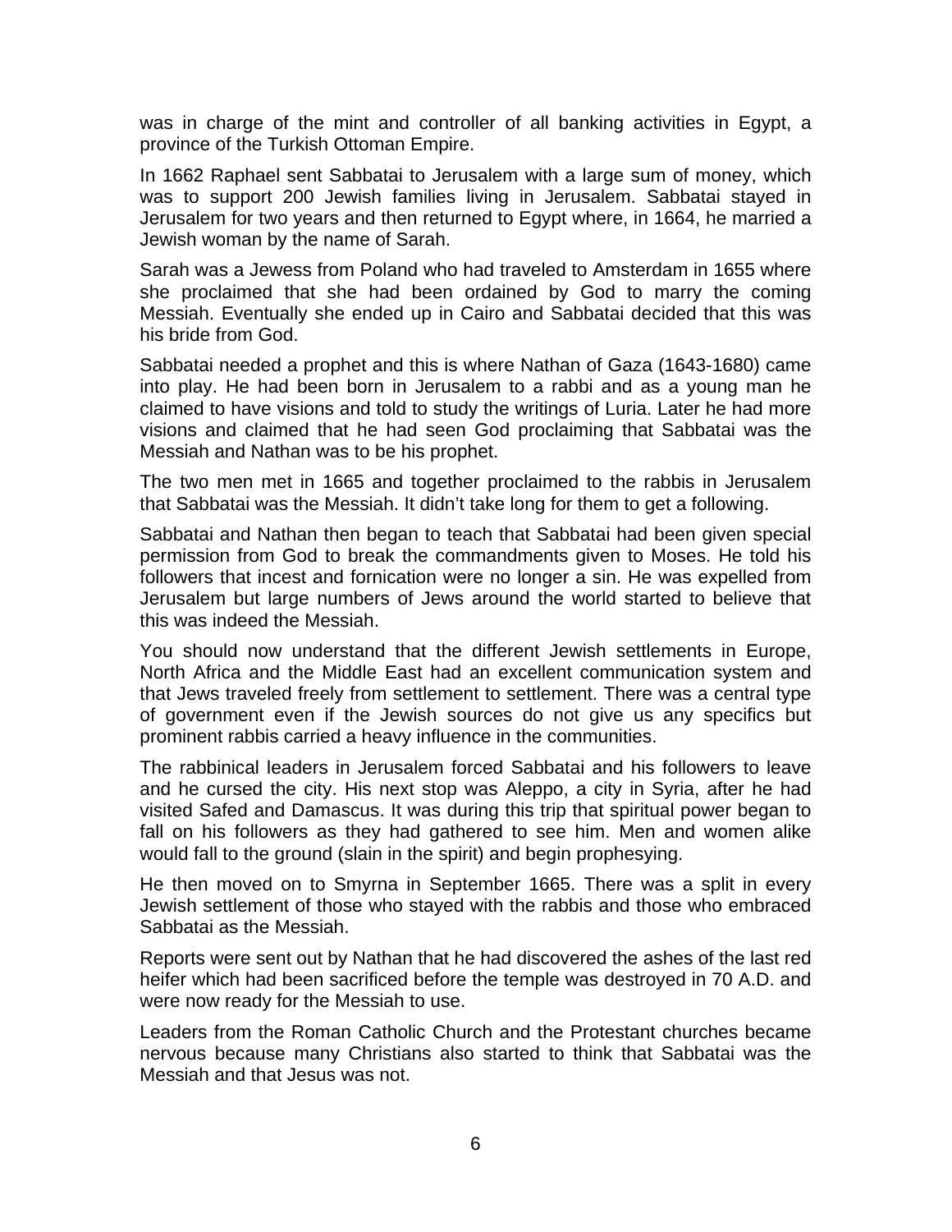was in charge of the mint and controller of all banking activities in Egypt, a province of the Turkish Ottoman Empire.

In 1662 Raphael sent Sabbatai to Jerusalem with a large sum of money, which was to support 200 Jewish families living in Jerusalem. Sabbatai stayed in Jerusalem for two years and then returned to Egypt where, in 1664, he married a Jewish woman by the name of Sarah.

Sarah was a Jewess from Poland who had traveled to Amsterdam in 1655 where she proclaimed that she had been ordained by God to marry the coming Messiah. Eventually she ended up in Cairo and Sabbatai decided that this was his bride from God.

Sabbatai needed a prophet and this is where Nathan of Gaza (1643-1680) came into play. He had been born in Jerusalem to a rabbi and as a young man he claimed to have visions and told to study the writings of Luria. Later he had more visions and claimed that he had seen God proclaiming that Sabbatai was the Messiah and Nathan was to be his prophet.

The two men met in 1665 and together proclaimed to the rabbis in Jerusalem that Sabbatai was the Messiah. It didn't take long for them to get a following.

Sabbatai and Nathan then began to teach that Sabbatai had been given special permission from God to break the commandments given to Moses. He told his followers that incest and fornication were no longer a sin. He was expelled from Jerusalem but large numbers of Jews around the world started to believe that this was indeed the Messiah.

You should now understand that the different Jewish settlements in Europe, North Africa and the Middle East had an excellent communication system and that Jews traveled freely from settlement to settlement. There was a central type of government even if the Jewish sources do not give us any specifics but prominent rabbis carried a heavy influence in the communities.

The rabbinical leaders in Jerusalem forced Sabbatai and his followers to leave and he cursed the city. His next stop was Aleppo, a city in Syria, after he had visited Safed and Damascus. It was during this trip that spiritual power began to fall on his followers as they had gathered to see him. Men and women alike would fall to the ground (slain in the spirit) and begin prophesying.

He then moved on to Smyrna in September 1665. There was a split in every Jewish settlement of those who stayed with the rabbis and those who embraced Sabbatai as the Messiah.

Reports were sent out by Nathan that he had discovered the ashes of the last red heifer which had been sacrificed before the temple was destroyed in 70 A.D. and were now ready for the Messiah to use.

Leaders from the Roman Catholic Church and the Protestant churches became nervous because many Christians also started to think that Sabbatai was the Messiah and that Jesus was not.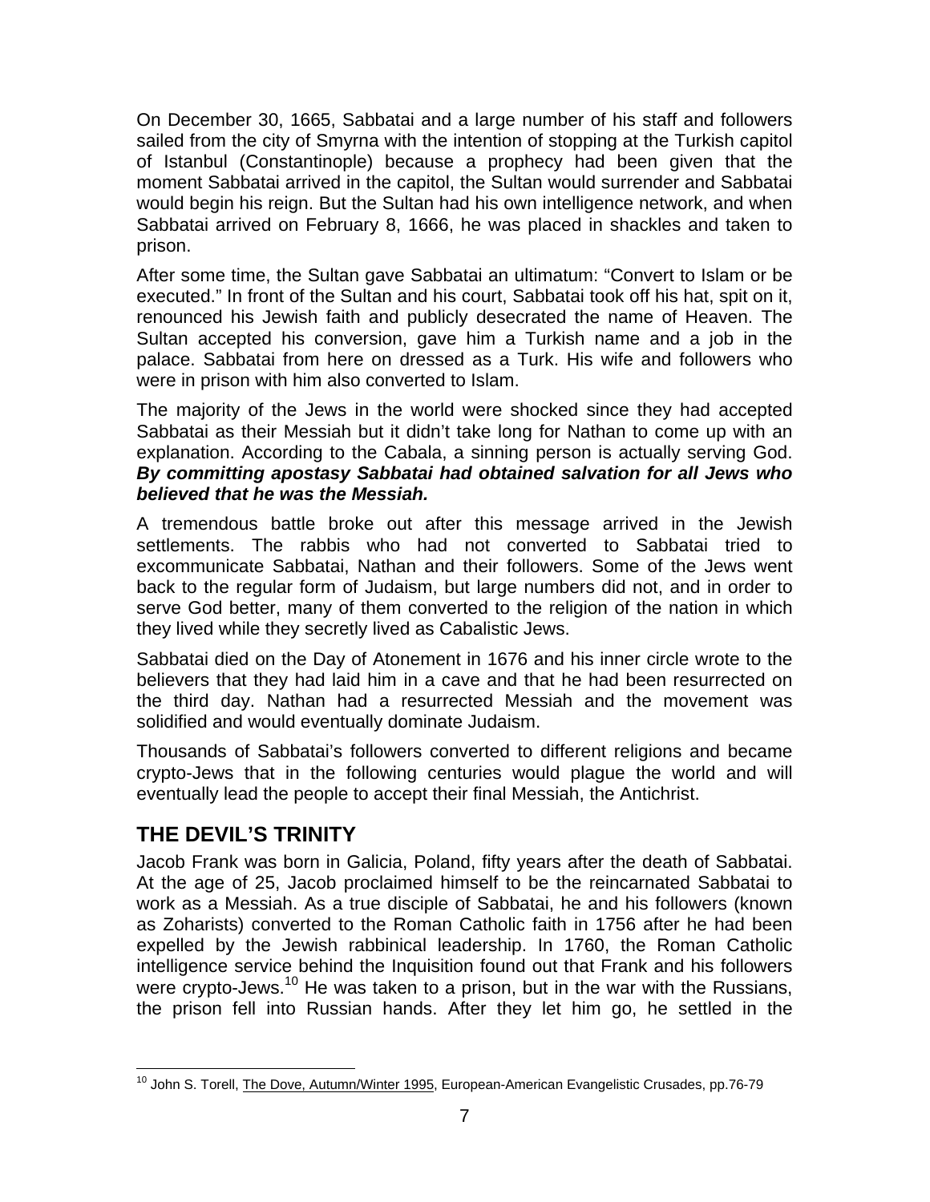On December 30, 1665, Sabbatai and a large number of his staff and followers sailed from the city of Smyrna with the intention of stopping at the Turkish capitol of Istanbul (Constantinople) because a prophecy had been given that the moment Sabbatai arrived in the capitol, the Sultan would surrender and Sabbatai would begin his reign. But the Sultan had his own intelligence network, and when Sabbatai arrived on February 8, 1666, he was placed in shackles and taken to prison.

After some time, the Sultan gave Sabbatai an ultimatum: "Convert to Islam or be executed." In front of the Sultan and his court, Sabbatai took off his hat, spit on it, renounced his Jewish faith and publicly desecrated the name of Heaven. The Sultan accepted his conversion, gave him a Turkish name and a job in the palace. Sabbatai from here on dressed as a Turk. His wife and followers who were in prison with him also converted to Islam.

The majority of the Jews in the world were shocked since they had accepted Sabbatai as their Messiah but it didn't take long for Nathan to come up with an explanation. According to the Cabala, a sinning person is actually serving God. ***By committing apostasy Sabbatai had obtained salvation for all Jews who believed that he was the Messiah.***

A tremendous battle broke out after this message arrived in the Jewish settlements. The rabbis who had not converted to Sabbatai tried to excommunicate Sabbatai, Nathan and their followers. Some of the Jews went back to the regular form of Judaism, but large numbers did not, and in order to serve God better, many of them converted to the religion of the nation in which they lived while they secretly lived as Cabalistic Jews.

Sabbatai died on the Day of Atonement in 1676 and his inner circle wrote to the believers that they had laid him in a cave and that he had been resurrected on the third day. Nathan had a resurrected Messiah and the movement was solidified and would eventually dominate Judaism.

Thousands of Sabbatai's followers converted to different religions and became crypto-Jews that in the following centuries would plague the world and will eventually lead the people to accept their final Messiah, the Antichrist.

## THE DEVIL'S TRINITY

Jacob Frank was born in Galicia, Poland, fifty years after the death of Sabbatai. At the age of 25, Jacob proclaimed himself to be the reincarnated Sabbatai to work as a Messiah. As a true disciple of Sabbatai, he and his followers (known as Zoharists) converted to the Roman Catholic faith in 1756 after he had been expelled by the Jewish rabbinical leadership. In 1760, the Roman Catholic intelligence service behind the Inquisition found out that Frank and his followers were crypto-Jews.[10] He was taken to a prison, but in the war with the Russians, the prison fell into Russian hands. After they let him go, he settled in the

[10] John S. Torell, The Dove, Autumn/Winter 1995, European-American Evangelistic Crusades, pp.76-79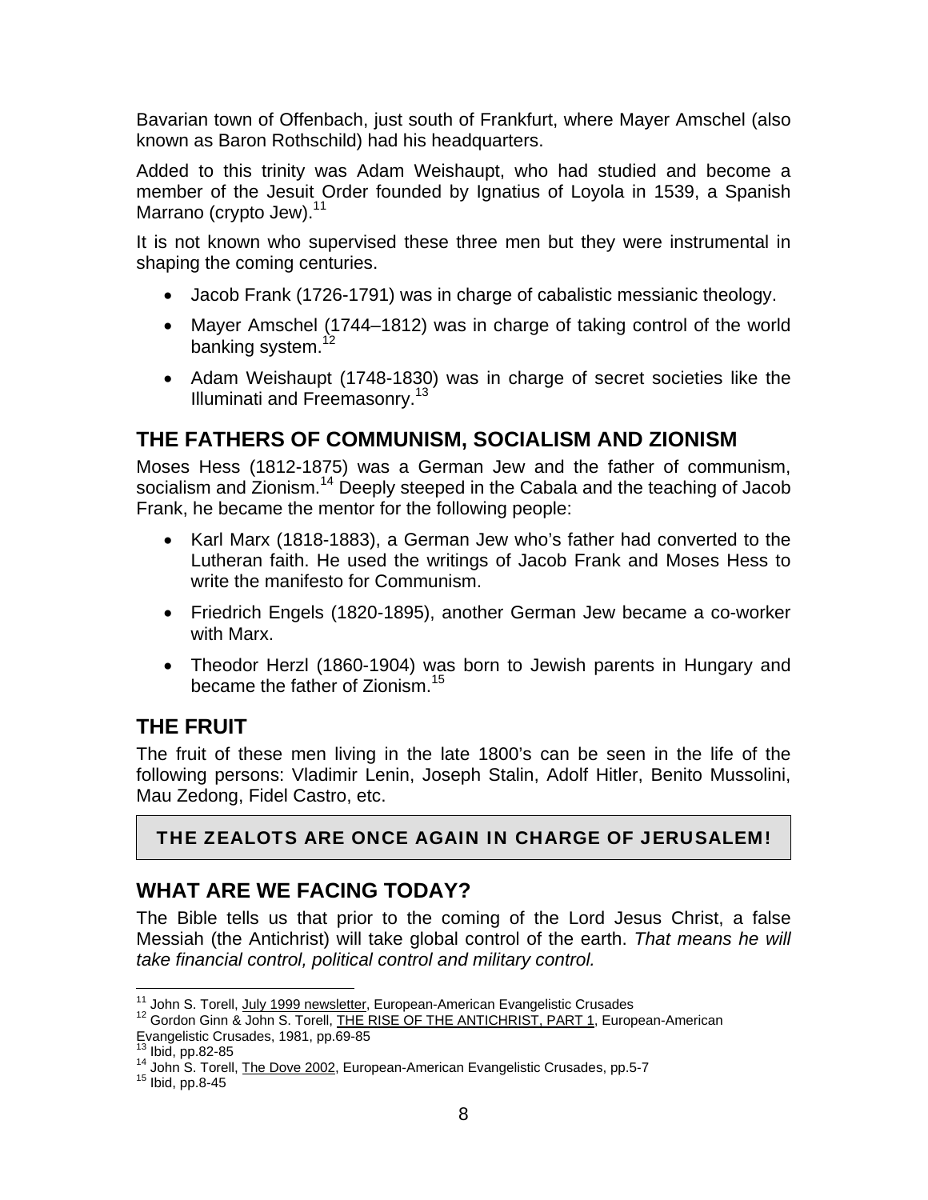Bavarian town of Offenbach, just south of Frankfurt, where Mayer Amschel (also known as Baron Rothschild) had his headquarters.

Added to this trinity was Adam Weishaupt, who had studied and become a member of the Jesuit Order founded by Ignatius of Loyola in 1539, a Spanish Marrano (crypto Jew).[11]

It is not known who supervised these three men but they were instrumental in shaping the coming centuries.

- Jacob Frank (1726-1791) was in charge of cabalistic messianic theology.
- Mayer Amschel (1744–1812) was in charge of taking control of the world banking system.[12]
- Adam Weishaupt (1748-1830) was in charge of secret societies like the Illuminati and Freemasonry.[13]

## THE FATHERS OF COMMUNISM, SOCIALISM AND ZIONISM

Moses Hess (1812-1875) was a German Jew and the father of communism, socialism and Zionism.[14] Deeply steeped in the Cabala and the teaching of Jacob Frank, he became the mentor for the following people:

- Karl Marx (1818-1883), a German Jew who's father had converted to the Lutheran faith. He used the writings of Jacob Frank and Moses Hess to write the manifesto for Communism.
- Friedrich Engels (1820-1895), another German Jew became a co-worker with Marx.
- Theodor Herzl (1860-1904) was born to Jewish parents in Hungary and became the father of Zionism.[15]

## THE FRUIT

The fruit of these men living in the late 1800's can be seen in the life of the following persons: Vladimir Lenin, Joseph Stalin, Adolf Hitler, Benito Mussolini, Mau Zedong, Fidel Castro, etc.

**THE ZEALOTS ARE ONCE AGAIN IN CHARGE OF JERUSALEM!**

## WHAT ARE WE FACING TODAY?

The Bible tells us that prior to the coming of the Lord Jesus Christ, a false Messiah (the Antichrist) will take global control of the earth. *That means he will take financial control, political control and military control.*

---

[11] John S. Torell, July 1999 newsletter, European-American Evangelistic Crusades

[12] Gordon Ginn & John S. Torell, THE RISE OF THE ANTICHRIST, PART 1, European-American Evangelistic Crusades, 1981, pp.69-85

[13] Ibid, pp.82-85

[14] John S. Torell, The Dove 2002, European-American Evangelistic Crusades, pp.5-7

[15] Ibid, pp.8-45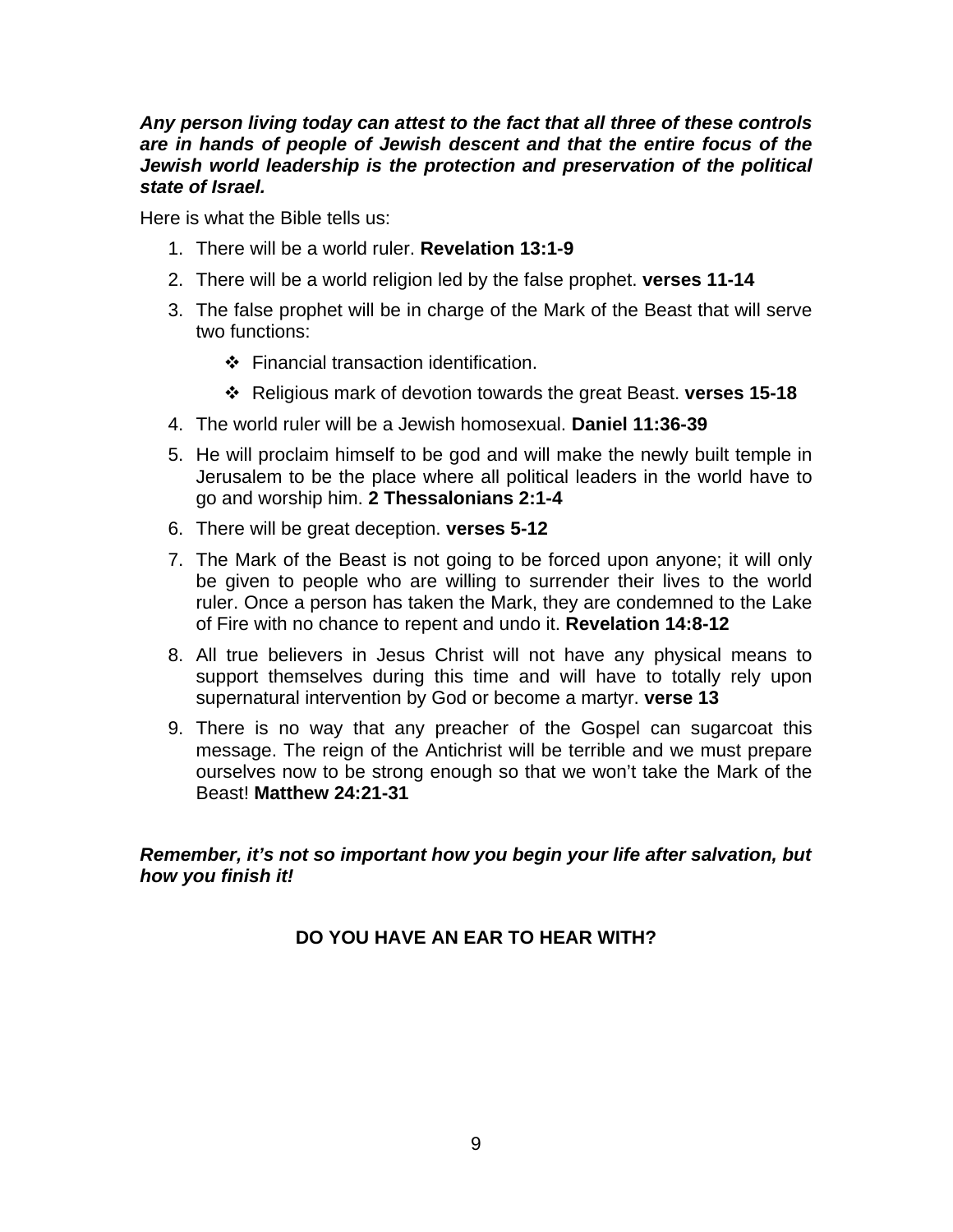***Any person living today can attest to the fact that all three of these controls are in hands of people of Jewish descent and that the entire focus of the Jewish world leadership is the protection and preservation of the political state of Israel.***

Here is what the Bible tells us:

1. There will be a world ruler. **Revelation 13:1-9**
2. There will be a world religion led by the false prophet. **verses 11-14**
3. The false prophet will be in charge of the Mark of the Beast that will serve two functions:
    - Financial transaction identification.
    - Religious mark of devotion towards the great Beast. **verses 15-18**
4. The world ruler will be a Jewish homosexual. **Daniel 11:36-39**
5. He will proclaim himself to be god and will make the newly built temple in Jerusalem to be the place where all political leaders in the world have to go and worship him. **2 Thessalonians 2:1-4**
6. There will be great deception. **verses 5-12**
7. The Mark of the Beast is not going to be forced upon anyone; it will only be given to people who are willing to surrender their lives to the world ruler. Once a person has taken the Mark, they are condemned to the Lake of Fire with no chance to repent and undo it. **Revelation 14:8-12**
8. All true believers in Jesus Christ will not have any physical means to support themselves during this time and will have to totally rely upon supernatural intervention by God or become a martyr. **verse 13**
9. There is no way that any preacher of the Gospel can sugarcoat this message. The reign of the Antichrist will be terrible and we must prepare ourselves now to be strong enough so that we won't take the Mark of the Beast! **Matthew 24:21-31**

***Remember, it's not so important how you begin your life after salvation, but how you finish it!***

**DO YOU HAVE AN EAR TO HEAR WITH?**